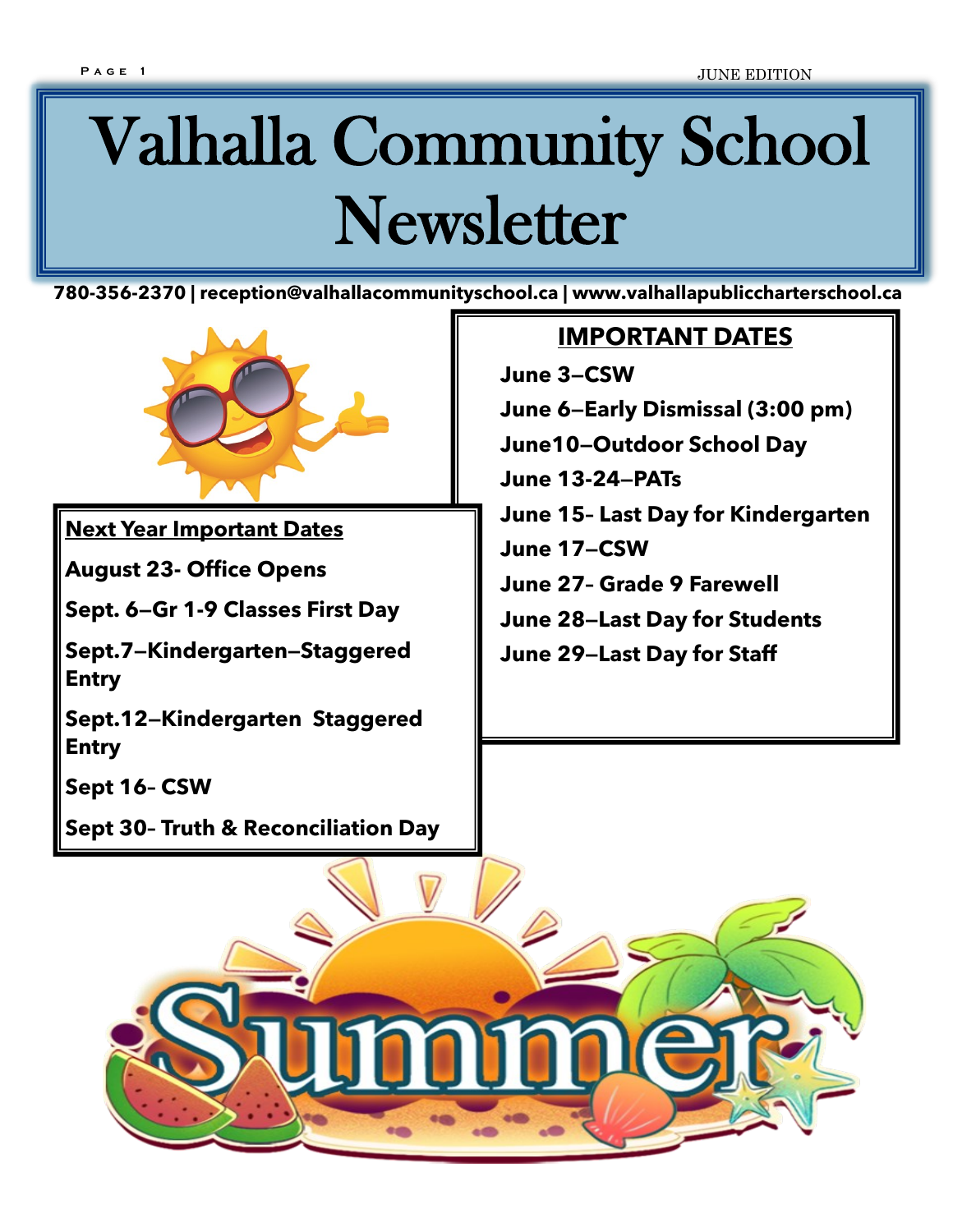# Valhalla Community School Newsletter

**780-356-2370 | reception@valhallacommunityschool.ca | www.valhallapubliccharterschool.ca**

## IMPORTANT DATES

**June 3—CSW**

**June 6—Early Dismissal (3:00 pm)**

**June10—Outdoor School Day**

**June 13-24—PATs**

**June 15- Last Day for Kindergarten**

**June 17—CSW**

**June 27- Grade 9 Farewell**

**June 28—Last Day for Students**

**June 29—Last Day for Staff**

## Next Year Important Dates

**August 23- Office Opens**

**Sept. 6—Gr 1-9 Classes First Day**

**Sept.7—Kindergarten—Staggered Entry**

**Sept.12—Kindergarten Staggered Entry**

**Sept 16- CSW**

**Sept 30- Truth & Reconciliation Day**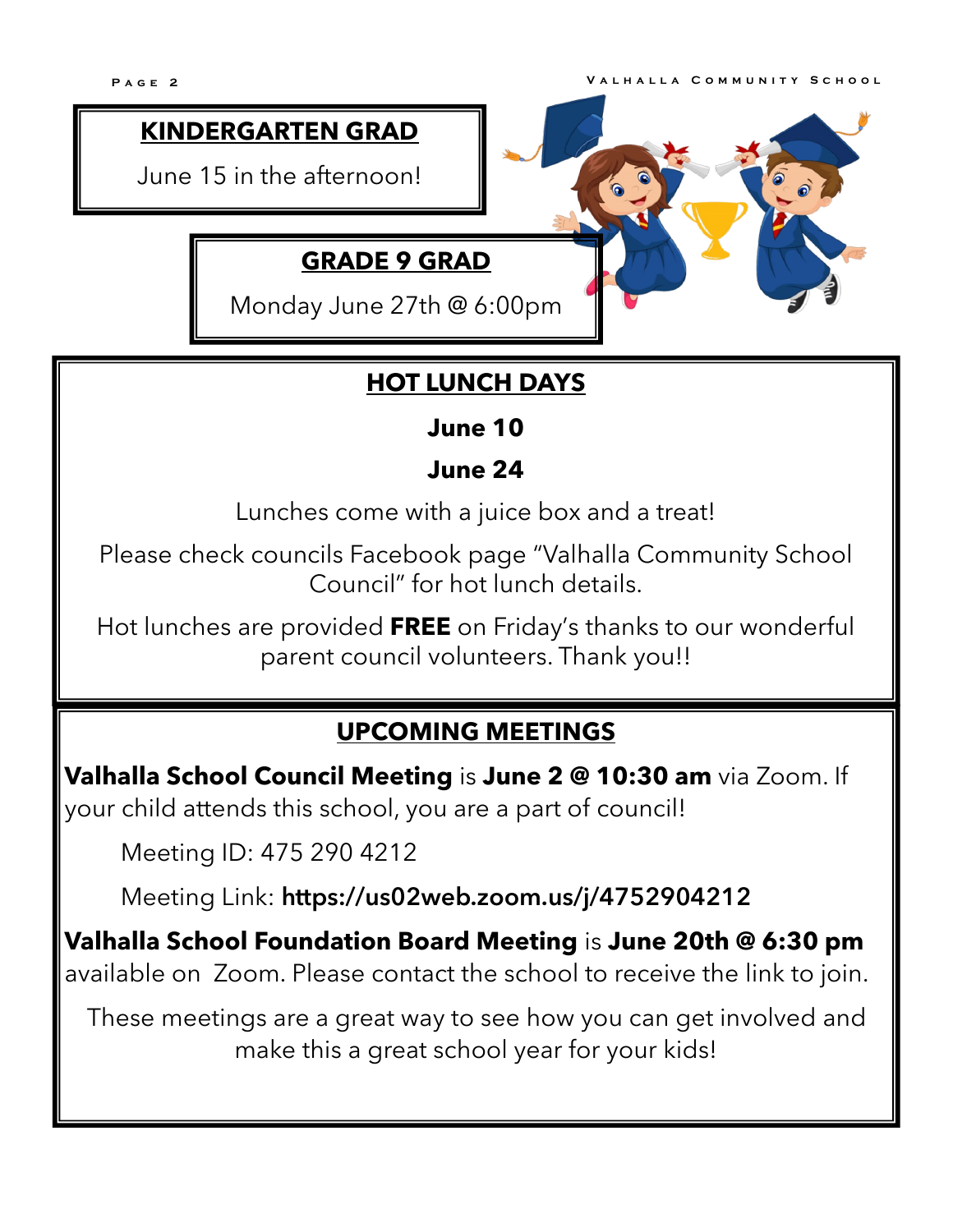## KINDERGARTEN GRAD

June 15 in the afternoon!

## GRADE 9 GRAD

Monday June 27th @ 6:00pm

## HOT LUNCH DAYS

**June 10**

**June 24**

Lunches come with a juice box and a treat!

Please check councils Facebook page "Valhalla Community School Council" for hot lunch details.

Hot lunches are provided **FREE** on Friday's thanks to our wonderful parent council volunteers. Thank you!!

## UPCOMING MEETINGS

**Valhalla School Council Meeting** is **June 2 @ 10:30 am** via Zoom. If your child attends this school, you are a part of council!

Meeting ID: 475 290 4212

Meeting Link: **https://us02web.zoom.us/j/4752904212**

**Valhalla School Foundation Board Meeting** is **June 20th @ 6:30 pm** available on Zoom. Please contact the school to receive the link to join.

These meetings are a great way to see how you can get involved and make this a great school year for your kids!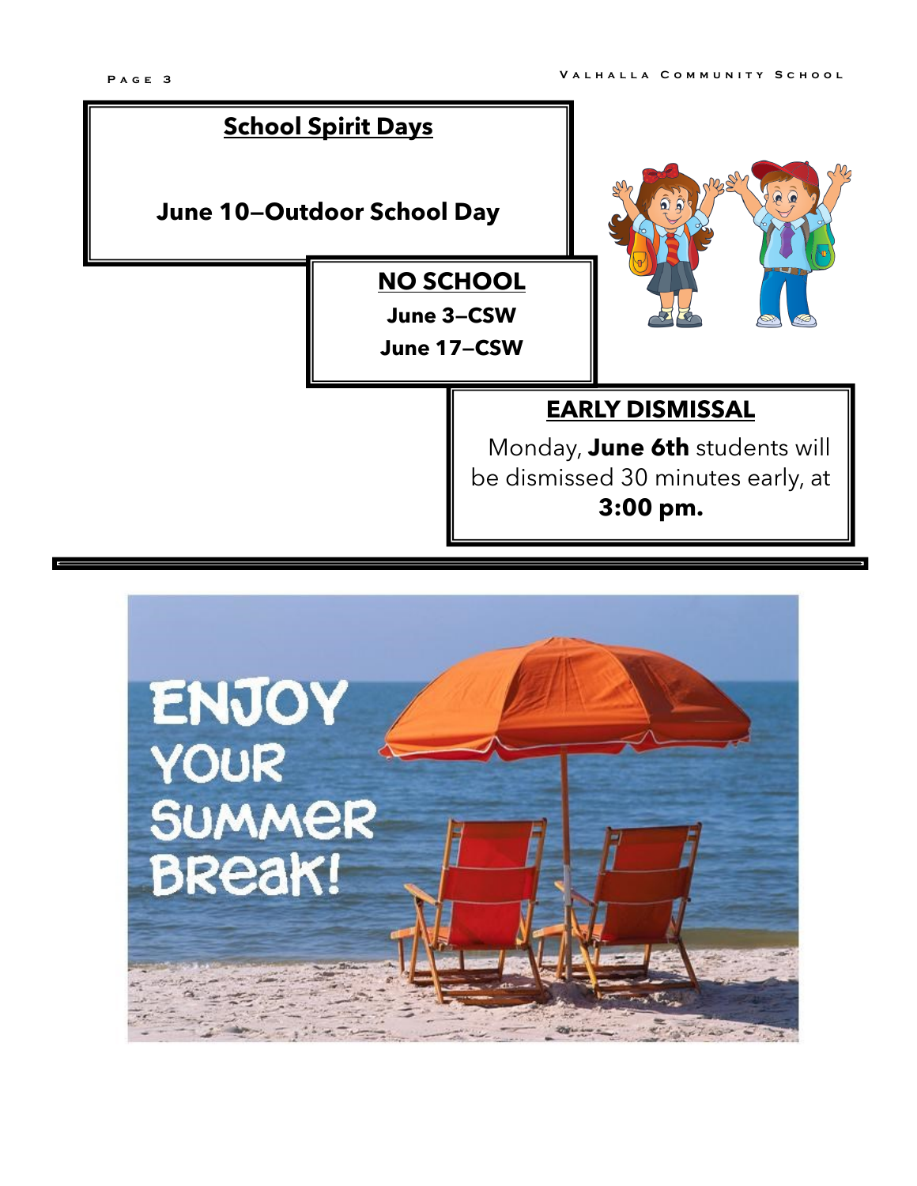## School Spirit Days

**June 10—Outdoor School Day**

## NO SCHOOL

**June 3—CSW**

**June 17—CSW**

## EARLY DISMISSAL

Monday, **June 6th** students will be dismissed 30 minutes early, at **3:00 pm.**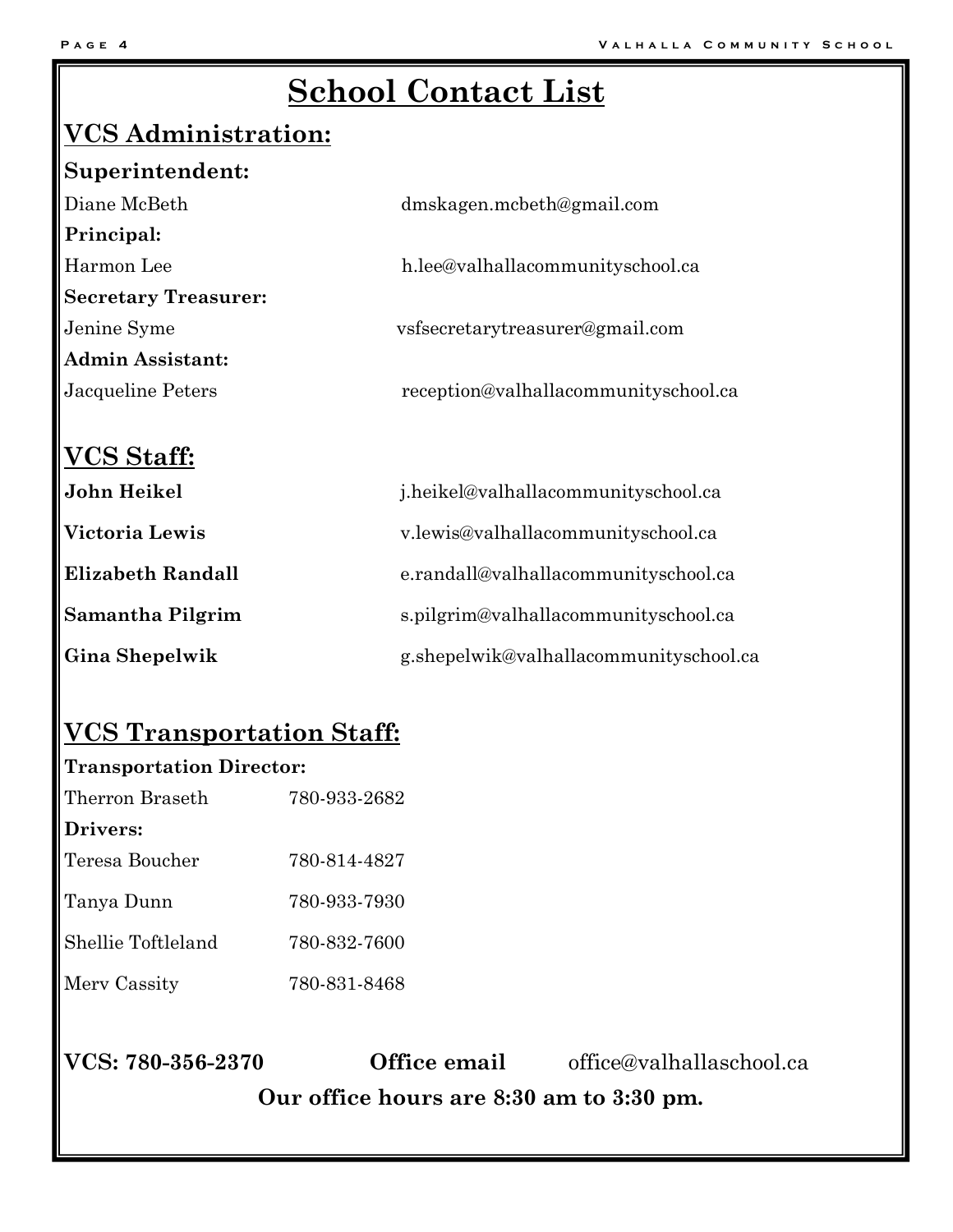# School Contact List

## VCS Administration:

**Superintendent:**

Diane McBeth dmskagen.mcbeth@gmail.com

**Principal:**

Harmon Lee h.lee@valhallacommunityschool.ca

**Secretary Treasurer:**

Jenine Syme vsfsecretarytreasurer@gmail.com

**Admin Assistant:**

Jacqueline Peters reception@valhallacommunityschool.ca

## VCS Staff:

**John Heikel** j.heikel@valhallacommunityschool.ca

**Victoria Lewis** v.lewis@valhallacommunityschool.ca

**Elizabeth Randall** e.randall@valhallacommunityschool.ca

**Samantha Pilgrim** s.pilgrim@valhallacommunityschool.ca

**Gina Shepelwik** g.shepelwik@valhallacommunityschool.ca

## VCS Transportation Staff:

**Transportation Director:**

Therron Braseth 780-933-2682

**Drivers:**

Teresa Boucher 780-814-4827

Tanya Dunn 780-933-7930

Shellie Toftleland 780-832-7600

Merv Cassity 780-831-8468

**VCS: 780-356-2370** **Office email** office@valhallaschool.ca

**Our office hours are 8:30 am to 3:30 pm.**